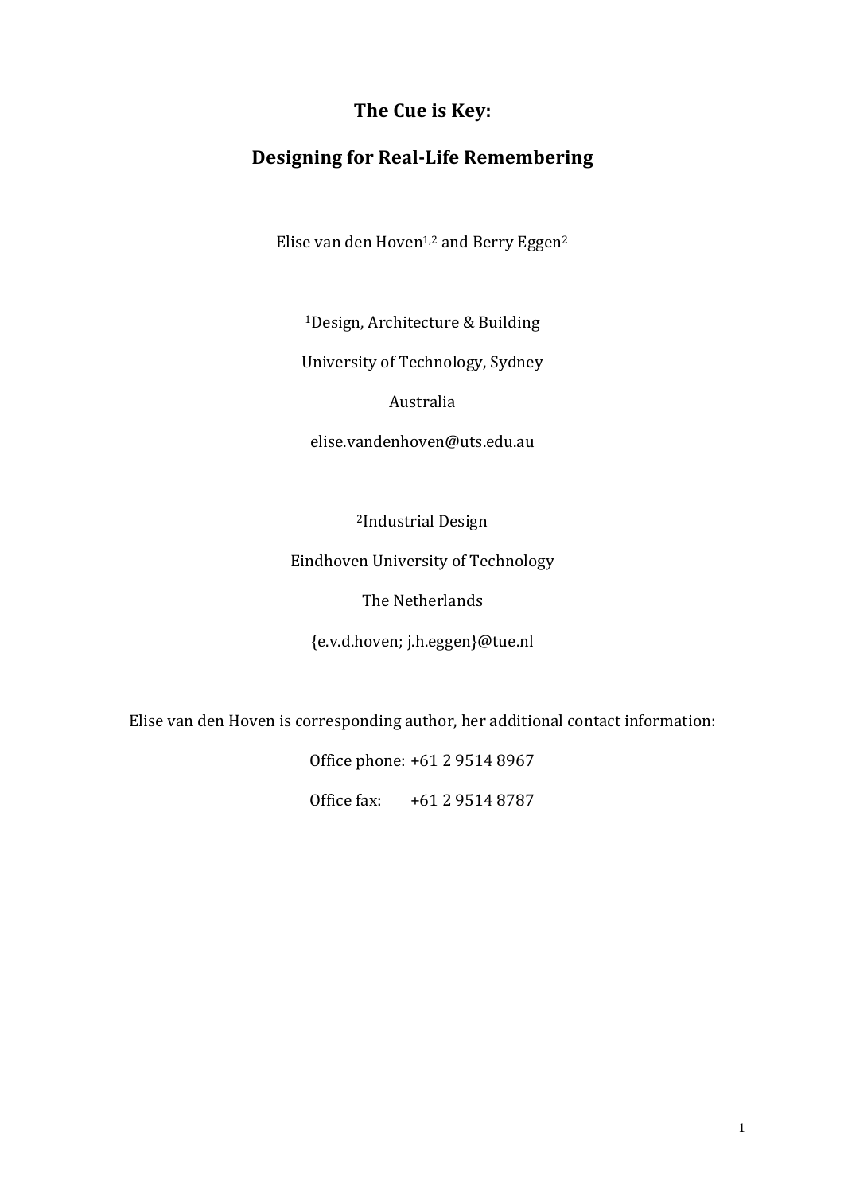# The Cue is Key:

# Designing for Real-Life Remembering

Elise van den Hoven[1,2] and Berry Eggen[2]

[1]Design, Architecture & Building

University of Technology, Sydney

Australia

elise.vandenhoven@uts.edu.au

[2]Industrial Design

Eindhoven University of Technology

The Netherlands

{e.v.d.hoven; j.h.eggen}@tue.nl

Elise van den Hoven is corresponding author, her additional contact information:

Office phone: +61 2 9514 8967

Office fax: +61 2 9514 8787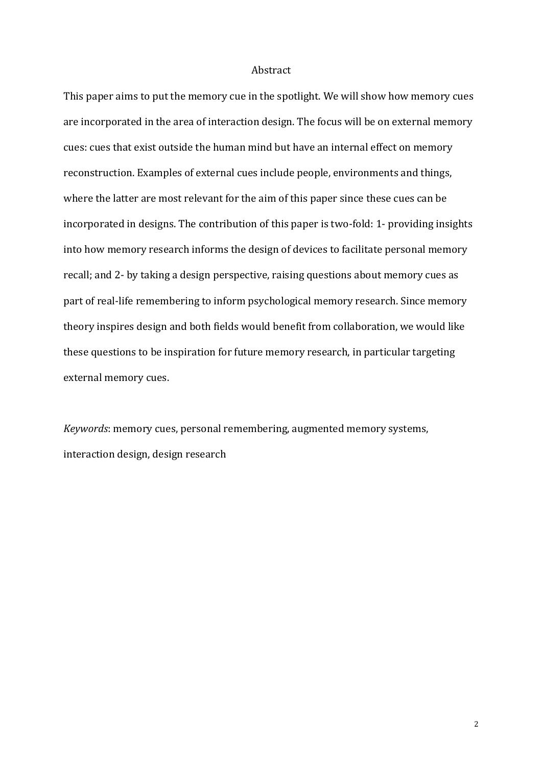# Abstract

This paper aims to put the memory cue in the spotlight. We will show how memory cues are incorporated in the area of interaction design. The focus will be on external memory cues: cues that exist outside the human mind but have an internal effect on memory reconstruction. Examples of external cues include people, environments and things, where the latter are most relevant for the aim of this paper since these cues can be incorporated in designs. The contribution of this paper is two-fold: 1- providing insights into how memory research informs the design of devices to facilitate personal memory recall; and 2- by taking a design perspective, raising questions about memory cues as part of real-life remembering to inform psychological memory research. Since memory theory inspires design and both fields would benefit from collaboration, we would like these questions to be inspiration for future memory research, in particular targeting external memory cues.

*Keywords*: memory cues, personal remembering, augmented memory systems, interaction design, design research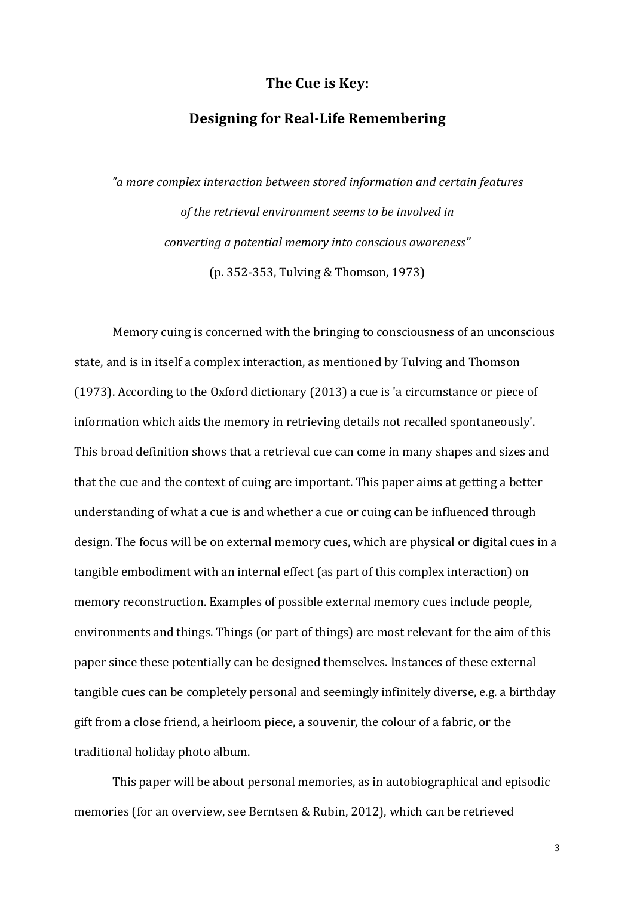# The Cue is Key:

# Designing for Real-Life Remembering

*"a more complex interaction between stored information and certain features of the retrieval environment seems to be involved in converting a potential memory into conscious awareness"*

(p. 352-353, Tulving & Thomson, 1973)

Memory cuing is concerned with the bringing to consciousness of an unconscious state, and is in itself a complex interaction, as mentioned by Tulving and Thomson (1973). According to the Oxford dictionary (2013) a cue is 'a circumstance or piece of information which aids the memory in retrieving details not recalled spontaneously'. This broad definition shows that a retrieval cue can come in many shapes and sizes and that the cue and the context of cuing are important. This paper aims at getting a better understanding of what a cue is and whether a cue or cuing can be influenced through design. The focus will be on external memory cues, which are physical or digital cues in a tangible embodiment with an internal effect (as part of this complex interaction) on memory reconstruction. Examples of possible external memory cues include people, environments and things. Things (or part of things) are most relevant for the aim of this paper since these potentially can be designed themselves. Instances of these external tangible cues can be completely personal and seemingly infinitely diverse, e.g. a birthday gift from a close friend, a heirloom piece, a souvenir, the colour of a fabric, or the traditional holiday photo album.

This paper will be about personal memories, as in autobiographical and episodic memories (for an overview, see Berntsen & Rubin, 2012), which can be retrieved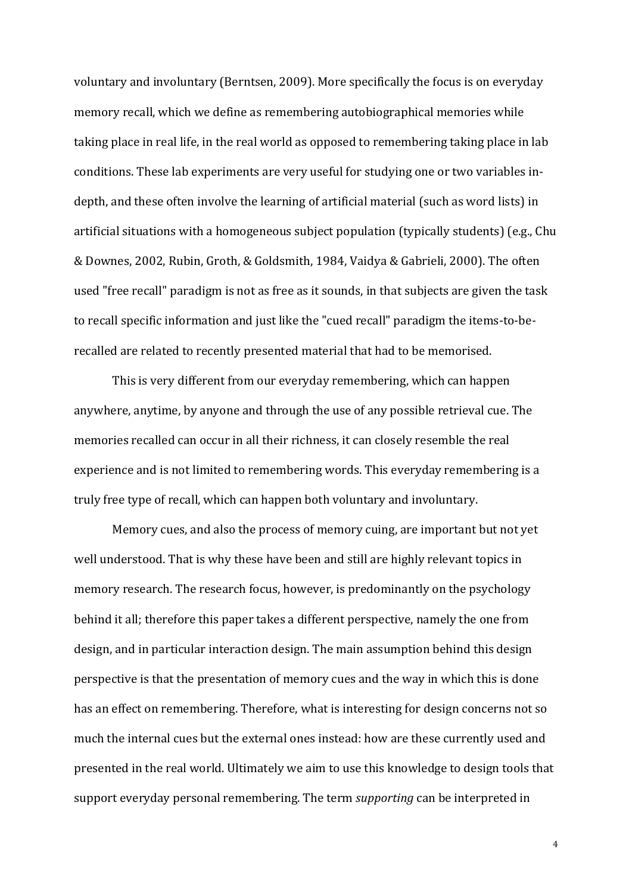voluntary and involuntary (Berntsen, 2009). More specifically the focus is on everyday memory recall, which we define as remembering autobiographical memories while taking place in real life, in the real world as opposed to remembering taking place in lab conditions. These lab experiments are very useful for studying one or two variables in-depth, and these often involve the learning of artificial material (such as word lists) in artificial situations with a homogeneous subject population (typically students) (e.g., Chu & Downes, 2002, Rubin, Groth, & Goldsmith, 1984, Vaidya & Gabrieli, 2000). The often used "free recall" paradigm is not as free as it sounds, in that subjects are given the task to recall specific information and just like the "cued recall" paradigm the items-to-be-recalled are related to recently presented material that had to be memorised.

This is very different from our everyday remembering, which can happen anywhere, anytime, by anyone and through the use of any possible retrieval cue. The memories recalled can occur in all their richness, it can closely resemble the real experience and is not limited to remembering words. This everyday remembering is a truly free type of recall, which can happen both voluntary and involuntary.

Memory cues, and also the process of memory cuing, are important but not yet well understood. That is why these have been and still are highly relevant topics in memory research. The research focus, however, is predominantly on the psychology behind it all; therefore this paper takes a different perspective, namely the one from design, and in particular interaction design. The main assumption behind this design perspective is that the presentation of memory cues and the way in which this is done has an effect on remembering. Therefore, what is interesting for design concerns not so much the internal cues but the external ones instead: how are these currently used and presented in the real world. Ultimately we aim to use this knowledge to design tools that support everyday personal remembering. The term *supporting* can be interpreted in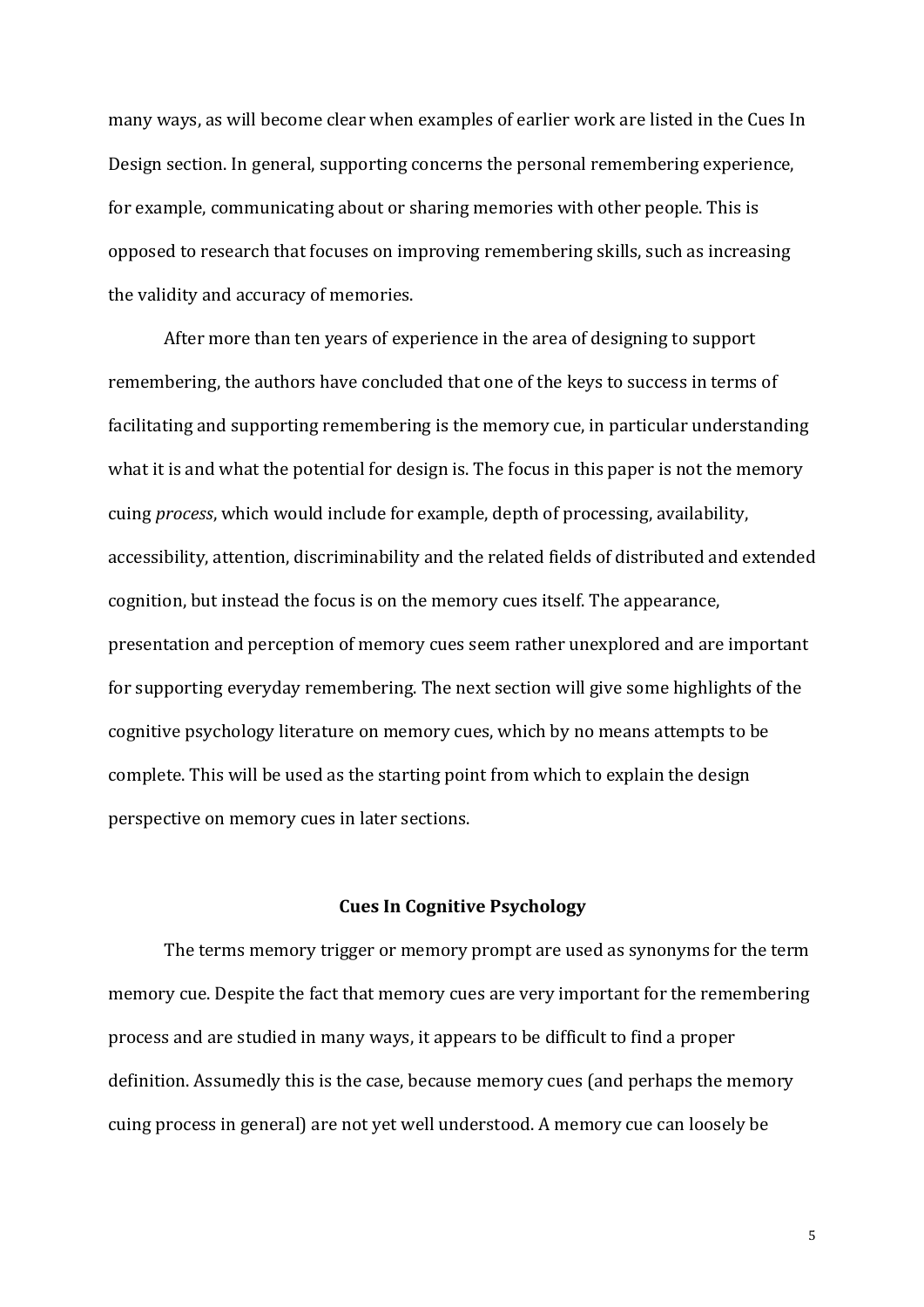many ways, as will become clear when examples of earlier work are listed in the Cues In Design section. In general, supporting concerns the personal remembering experience, for example, communicating about or sharing memories with other people. This is opposed to research that focuses on improving remembering skills, such as increasing the validity and accuracy of memories.

After more than ten years of experience in the area of designing to support remembering, the authors have concluded that one of the keys to success in terms of facilitating and supporting remembering is the memory cue, in particular understanding what it is and what the potential for design is. The focus in this paper is not the memory cuing *process*, which would include for example, depth of processing, availability, accessibility, attention, discriminability and the related fields of distributed and extended cognition, but instead the focus is on the memory cues itself. The appearance, presentation and perception of memory cues seem rather unexplored and are important for supporting everyday remembering. The next section will give some highlights of the cognitive psychology literature on memory cues, which by no means attempts to be complete. This will be used as the starting point from which to explain the design perspective on memory cues in later sections.

## Cues In Cognitive Psychology

The terms memory trigger or memory prompt are used as synonyms for the term memory cue. Despite the fact that memory cues are very important for the remembering process and are studied in many ways, it appears to be difficult to find a proper definition. Assumedly this is the case, because memory cues (and perhaps the memory cuing process in general) are not yet well understood. A memory cue can loosely be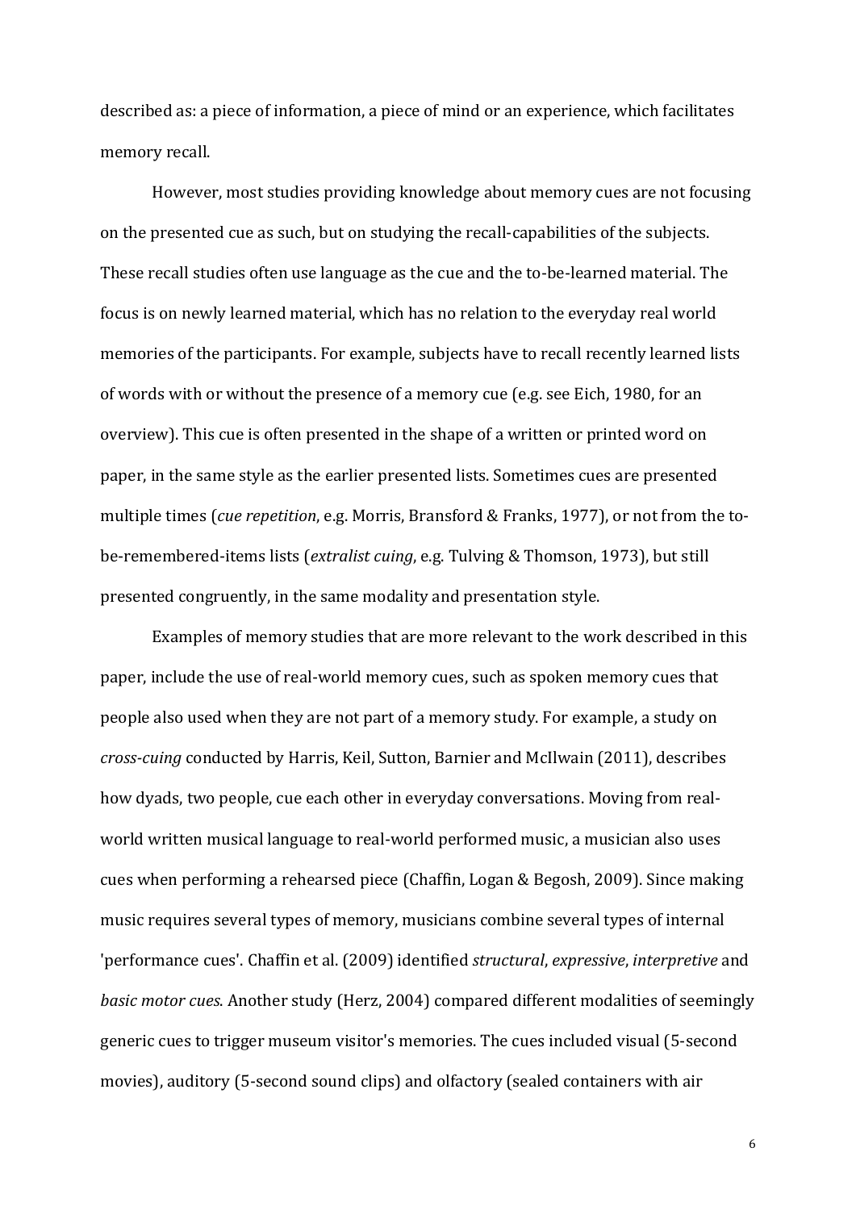described as: a piece of information, a piece of mind or an experience, which facilitates memory recall.

However, most studies providing knowledge about memory cues are not focusing on the presented cue as such, but on studying the recall-capabilities of the subjects. These recall studies often use language as the cue and the to-be-learned material. The focus is on newly learned material, which has no relation to the everyday real world memories of the participants. For example, subjects have to recall recently learned lists of words with or without the presence of a memory cue (e.g. see Eich, 1980, for an overview). This cue is often presented in the shape of a written or printed word on paper, in the same style as the earlier presented lists. Sometimes cues are presented multiple times (*cue repetition*, e.g. Morris, Bransford & Franks, 1977), or not from the to-be-remembered-items lists (*extralist cuing*, e.g. Tulving & Thomson, 1973), but still presented congruently, in the same modality and presentation style.

Examples of memory studies that are more relevant to the work described in this paper, include the use of real-world memory cues, such as spoken memory cues that people also used when they are not part of a memory study. For example, a study on *cross-cuing* conducted by Harris, Keil, Sutton, Barnier and McIlwain (2011), describes how dyads, two people, cue each other in everyday conversations. Moving from real-world written musical language to real-world performed music, a musician also uses cues when performing a rehearsed piece (Chaffin, Logan & Begosh, 2009). Since making music requires several types of memory, musicians combine several types of internal 'performance cues'. Chaffin et al. (2009) identified *structural*, *expressive*, *interpretive* and *basic motor cues*. Another study (Herz, 2004) compared different modalities of seemingly generic cues to trigger museum visitor's memories. The cues included visual (5-second movies), auditory (5-second sound clips) and olfactory (sealed containers with air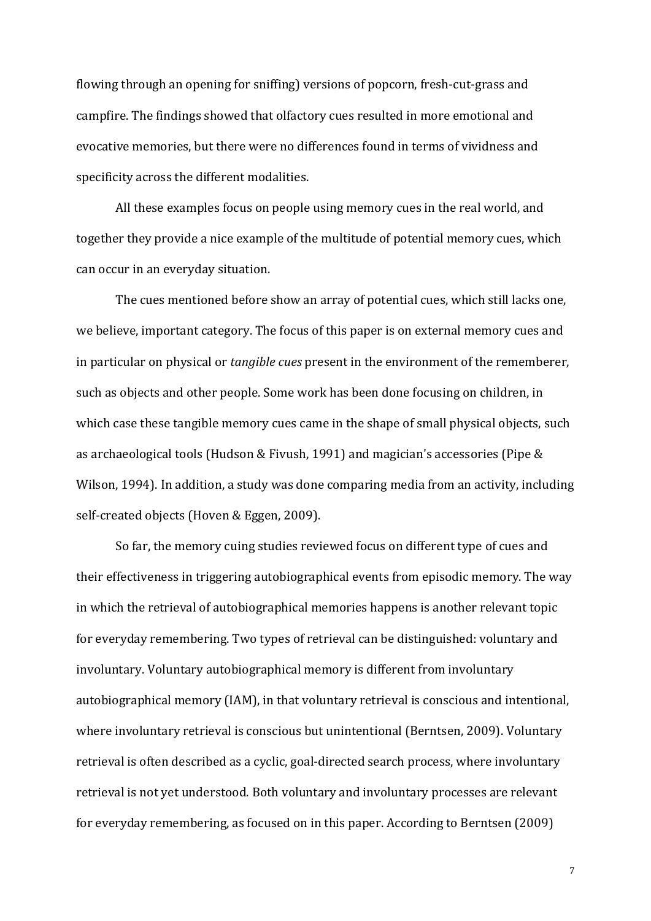flowing through an opening for sniffing) versions of popcorn, fresh-cut-grass and campfire. The findings showed that olfactory cues resulted in more emotional and evocative memories, but there were no differences found in terms of vividness and specificity across the different modalities.

All these examples focus on people using memory cues in the real world, and together they provide a nice example of the multitude of potential memory cues, which can occur in an everyday situation.

The cues mentioned before show an array of potential cues, which still lacks one, we believe, important category. The focus of this paper is on external memory cues and in particular on physical or *tangible cues* present in the environment of the rememberer, such as objects and other people. Some work has been done focusing on children, in which case these tangible memory cues came in the shape of small physical objects, such as archaeological tools (Hudson & Fivush, 1991) and magician's accessories (Pipe & Wilson, 1994). In addition, a study was done comparing media from an activity, including self-created objects (Hoven & Eggen, 2009).

So far, the memory cuing studies reviewed focus on different type of cues and their effectiveness in triggering autobiographical events from episodic memory. The way in which the retrieval of autobiographical memories happens is another relevant topic for everyday remembering. Two types of retrieval can be distinguished: voluntary and involuntary. Voluntary autobiographical memory is different from involuntary autobiographical memory (IAM), in that voluntary retrieval is conscious and intentional, where involuntary retrieval is conscious but unintentional (Berntsen, 2009). Voluntary retrieval is often described as a cyclic, goal-directed search process, where involuntary retrieval is not yet understood. Both voluntary and involuntary processes are relevant for everyday remembering, as focused on in this paper. According to Berntsen (2009)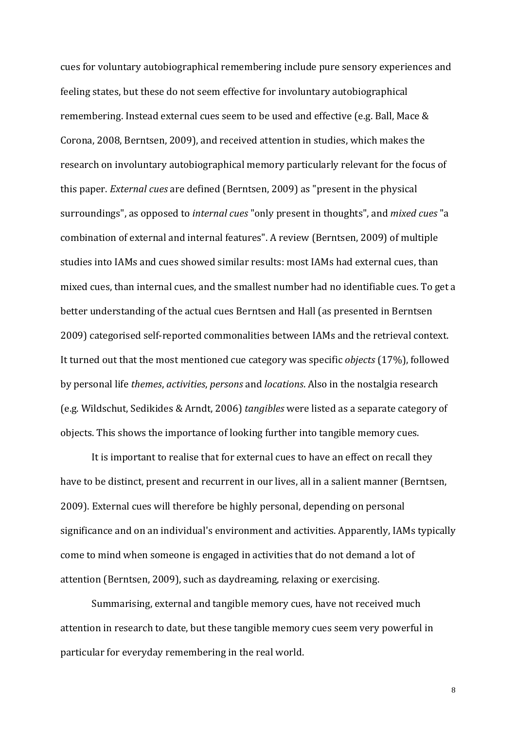cues for voluntary autobiographical remembering include pure sensory experiences and feeling states, but these do not seem effective for involuntary autobiographical remembering. Instead external cues seem to be used and effective (e.g. Ball, Mace & Corona, 2008, Berntsen, 2009), and received attention in studies, which makes the research on involuntary autobiographical memory particularly relevant for the focus of this paper. *External cues* are defined (Berntsen, 2009) as "present in the physical surroundings", as opposed to *internal cues* "only present in thoughts", and *mixed cues* "a combination of external and internal features". A review (Berntsen, 2009) of multiple studies into IAMs and cues showed similar results: most IAMs had external cues, than mixed cues, than internal cues, and the smallest number had no identifiable cues. To get a better understanding of the actual cues Berntsen and Hall (as presented in Berntsen 2009) categorised self-reported commonalities between IAMs and the retrieval context. It turned out that the most mentioned cue category was specific *objects* (17%), followed by personal life *themes*, *activities*, *persons* and *locations*. Also in the nostalgia research (e.g. Wildschut, Sedikides & Arndt, 2006) *tangibles* were listed as a separate category of objects. This shows the importance of looking further into tangible memory cues.

It is important to realise that for external cues to have an effect on recall they have to be distinct, present and recurrent in our lives, all in a salient manner (Berntsen, 2009). External cues will therefore be highly personal, depending on personal significance and on an individual's environment and activities. Apparently, IAMs typically come to mind when someone is engaged in activities that do not demand a lot of attention (Berntsen, 2009), such as daydreaming, relaxing or exercising.

Summarising, external and tangible memory cues, have not received much attention in research to date, but these tangible memory cues seem very powerful in particular for everyday remembering in the real world.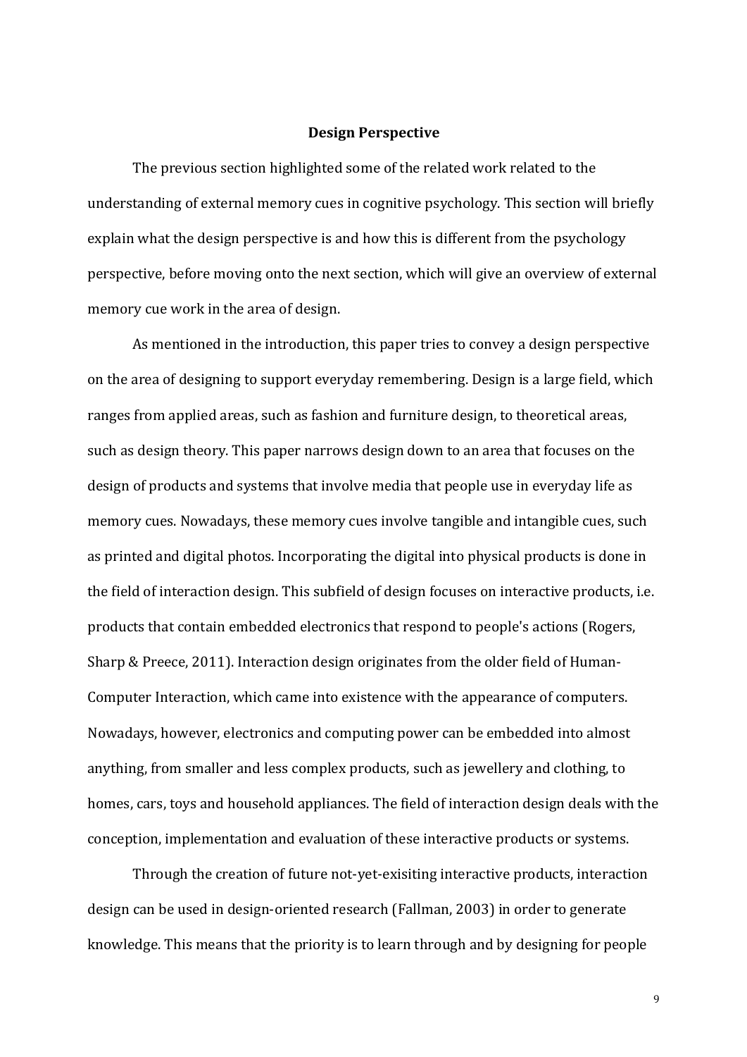## Design Perspective

The previous section highlighted some of the related work related to the understanding of external memory cues in cognitive psychology. This section will briefly explain what the design perspective is and how this is different from the psychology perspective, before moving onto the next section, which will give an overview of external memory cue work in the area of design.

As mentioned in the introduction, this paper tries to convey a design perspective on the area of designing to support everyday remembering. Design is a large field, which ranges from applied areas, such as fashion and furniture design, to theoretical areas, such as design theory. This paper narrows design down to an area that focuses on the design of products and systems that involve media that people use in everyday life as memory cues. Nowadays, these memory cues involve tangible and intangible cues, such as printed and digital photos. Incorporating the digital into physical products is done in the field of interaction design. This subfield of design focuses on interactive products, i.e. products that contain embedded electronics that respond to people's actions (Rogers, Sharp & Preece, 2011). Interaction design originates from the older field of Human-Computer Interaction, which came into existence with the appearance of computers. Nowadays, however, electronics and computing power can be embedded into almost anything, from smaller and less complex products, such as jewellery and clothing, to homes, cars, toys and household appliances. The field of interaction design deals with the conception, implementation and evaluation of these interactive products or systems.

Through the creation of future not-yet-exisiting interactive products, interaction design can be used in design-oriented research (Fallman, 2003) in order to generate knowledge. This means that the priority is to learn through and by designing for people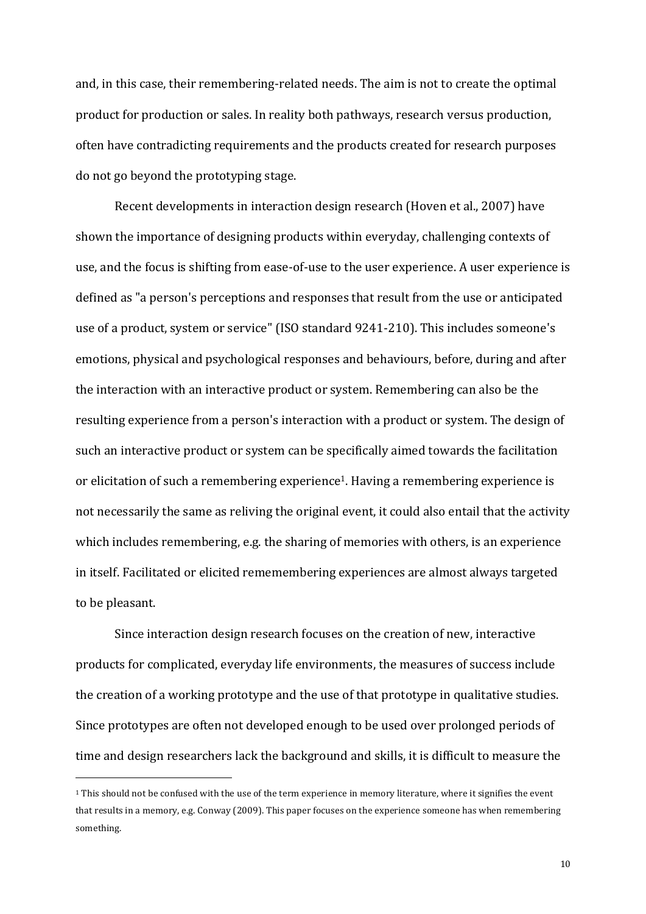and, in this case, their remembering-related needs. The aim is not to create the optimal product for production or sales. In reality both pathways, research versus production, often have contradicting requirements and the products created for research purposes do not go beyond the prototyping stage.

Recent developments in interaction design research (Hoven et al., 2007) have shown the importance of designing products within everyday, challenging contexts of use, and the focus is shifting from ease-of-use to the user experience. A user experience is defined as "a person's perceptions and responses that result from the use or anticipated use of a product, system or service" (ISO standard 9241-210). This includes someone's emotions, physical and psychological responses and behaviours, before, during and after the interaction with an interactive product or system. Remembering can also be the resulting experience from a person's interaction with a product or system. The design of such an interactive product or system can be specifically aimed towards the facilitation or elicitation of such a remembering experience[1]. Having a remembering experience is not necessarily the same as reliving the original event, it could also entail that the activity which includes remembering, e.g. the sharing of memories with others, is an experience in itself. Facilitated or elicited remememembering experiences are almost always targeted to be pleasant.

Since interaction design research focuses on the creation of new, interactive products for complicated, everyday life environments, the measures of success include the creation of a working prototype and the use of that prototype in qualitative studies. Since prototypes are often not developed enough to be used over prolonged periods of time and design researchers lack the background and skills, it is difficult to measure the

[1] This should not be confused with the use of the term experience in memory literature, where it signifies the event that results in a memory, e.g. Conway (2009). This paper focuses on the experience someone has when remembering something.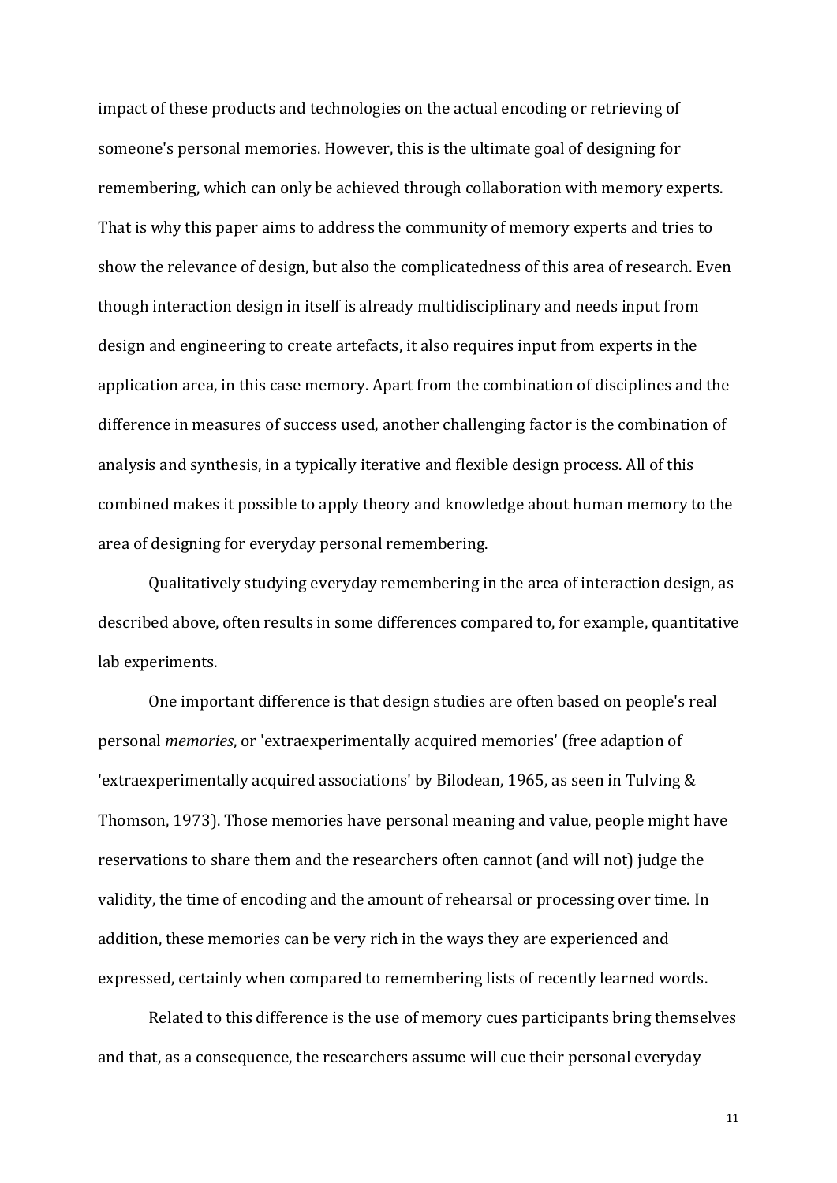impact of these products and technologies on the actual encoding or retrieving of someone's personal memories. However, this is the ultimate goal of designing for remembering, which can only be achieved through collaboration with memory experts. That is why this paper aims to address the community of memory experts and tries to show the relevance of design, but also the complicatedness of this area of research. Even though interaction design in itself is already multidisciplinary and needs input from design and engineering to create artefacts, it also requires input from experts in the application area, in this case memory. Apart from the combination of disciplines and the difference in measures of success used, another challenging factor is the combination of analysis and synthesis, in a typically iterative and flexible design process. All of this combined makes it possible to apply theory and knowledge about human memory to the area of designing for everyday personal remembering.

Qualitatively studying everyday remembering in the area of interaction design, as described above, often results in some differences compared to, for example, quantitative lab experiments.

One important difference is that design studies are often based on people's real personal *memories*, or 'extraexperimentally acquired memories' (free adaption of 'extraexperimentally acquired associations' by Bilodean, 1965, as seen in Tulving & Thomson, 1973). Those memories have personal meaning and value, people might have reservations to share them and the researchers often cannot (and will not) judge the validity, the time of encoding and the amount of rehearsal or processing over time. In addition, these memories can be very rich in the ways they are experienced and expressed, certainly when compared to remembering lists of recently learned words.

Related to this difference is the use of memory cues participants bring themselves and that, as a consequence, the researchers assume will cue their personal everyday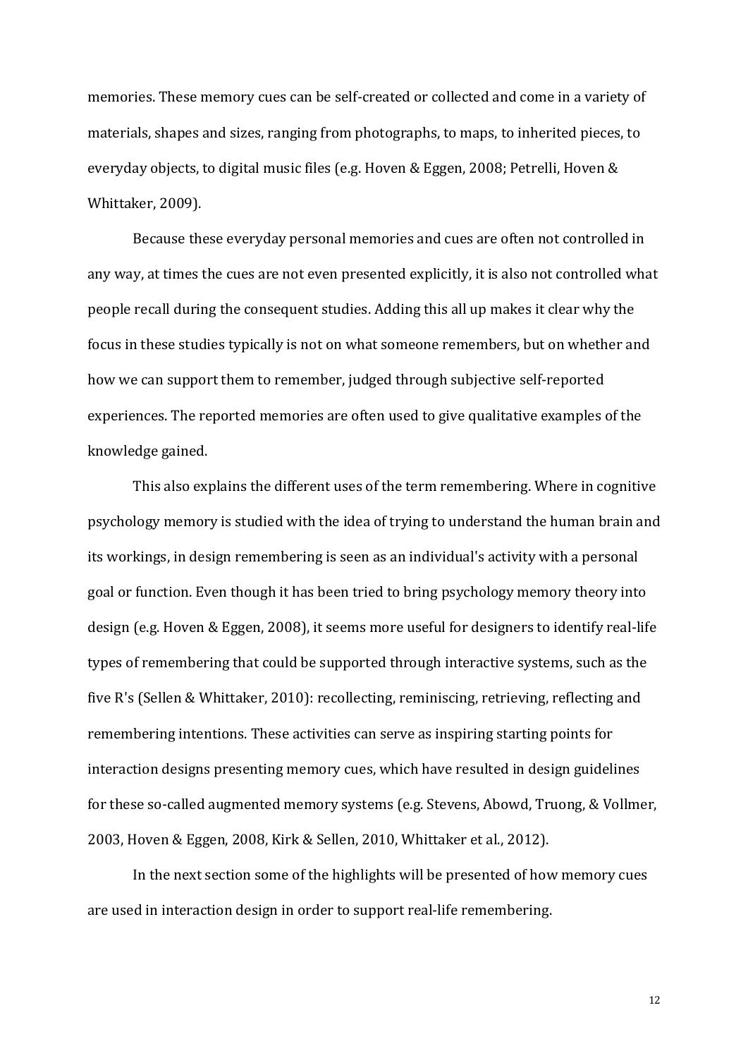memories. These memory cues can be self-created or collected and come in a variety of materials, shapes and sizes, ranging from photographs, to maps, to inherited pieces, to everyday objects, to digital music files (e.g. Hoven & Eggen, 2008; Petrelli, Hoven & Whittaker, 2009).

Because these everyday personal memories and cues are often not controlled in any way, at times the cues are not even presented explicitly, it is also not controlled what people recall during the consequent studies. Adding this all up makes it clear why the focus in these studies typically is not on what someone remembers, but on whether and how we can support them to remember, judged through subjective self-reported experiences. The reported memories are often used to give qualitative examples of the knowledge gained.

This also explains the different uses of the term remembering. Where in cognitive psychology memory is studied with the idea of trying to understand the human brain and its workings, in design remembering is seen as an individual's activity with a personal goal or function. Even though it has been tried to bring psychology memory theory into design (e.g. Hoven & Eggen, 2008), it seems more useful for designers to identify real-life types of remembering that could be supported through interactive systems, such as the five R's (Sellen & Whittaker, 2010): recollecting, reminiscing, retrieving, reflecting and remembering intentions. These activities can serve as inspiring starting points for interaction designs presenting memory cues, which have resulted in design guidelines for these so-called augmented memory systems (e.g. Stevens, Abowd, Truong, & Vollmer, 2003, Hoven & Eggen, 2008, Kirk & Sellen, 2010, Whittaker et al., 2012).

In the next section some of the highlights will be presented of how memory cues are used in interaction design in order to support real-life remembering.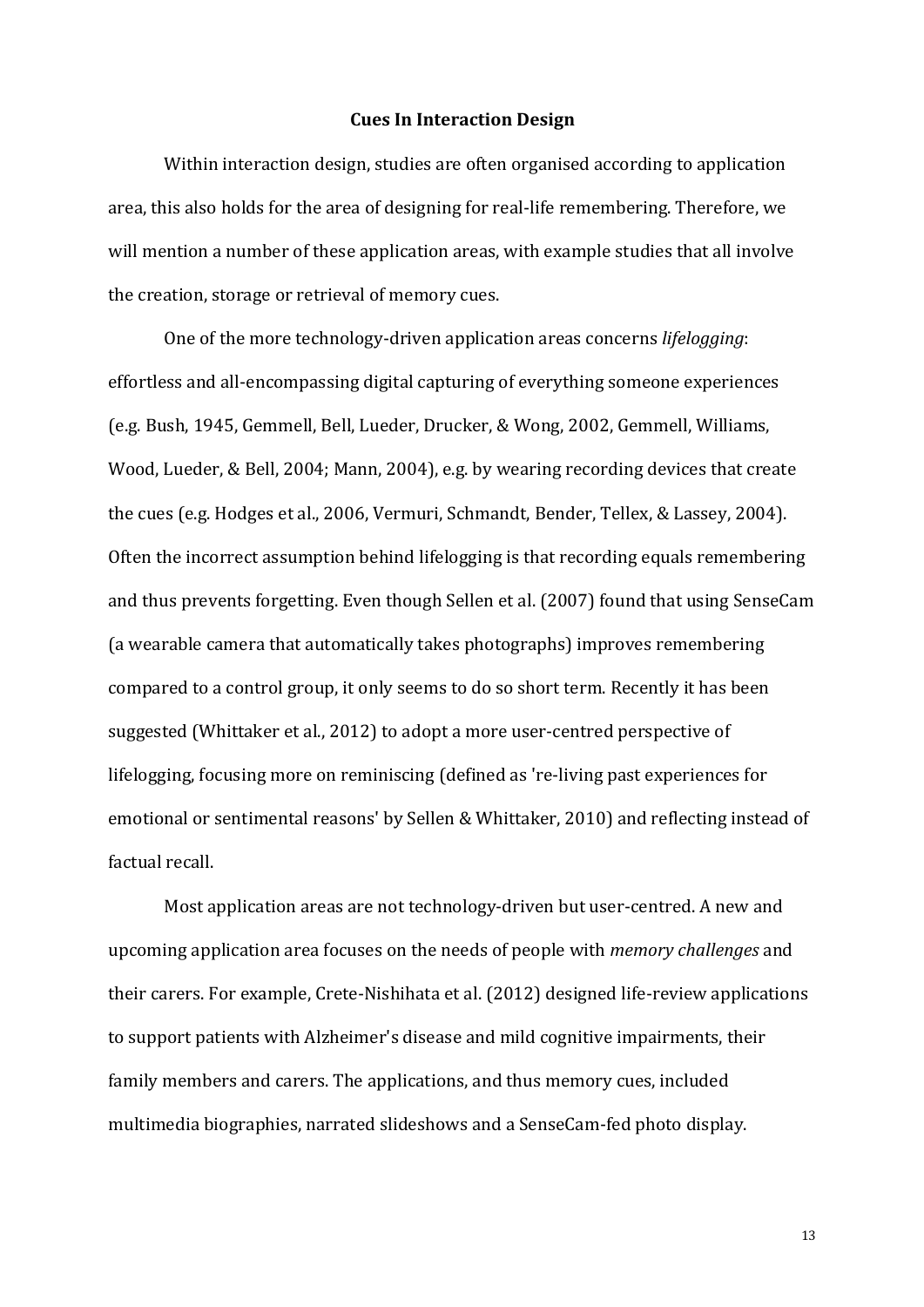## Cues In Interaction Design

Within interaction design, studies are often organised according to application area, this also holds for the area of designing for real-life remembering. Therefore, we will mention a number of these application areas, with example studies that all involve the creation, storage or retrieval of memory cues.

One of the more technology-driven application areas concerns *lifelogging*: effortless and all-encompassing digital capturing of everything someone experiences (e.g. Bush, 1945, Gemmell, Bell, Lueder, Drucker, & Wong, 2002, Gemmell, Williams, Wood, Lueder, & Bell, 2004; Mann, 2004), e.g. by wearing recording devices that create the cues (e.g. Hodges et al., 2006, Vermuri, Schmandt, Bender, Tellex, & Lassey, 2004). Often the incorrect assumption behind lifelogging is that recording equals remembering and thus prevents forgetting. Even though Sellen et al. (2007) found that using SenseCam (a wearable camera that automatically takes photographs) improves remembering compared to a control group, it only seems to do so short term. Recently it has been suggested (Whittaker et al., 2012) to adopt a more user-centred perspective of lifelogging, focusing more on reminiscing (defined as 're-living past experiences for emotional or sentimental reasons' by Sellen & Whittaker, 2010) and reflecting instead of factual recall.

Most application areas are not technology-driven but user-centred. A new and upcoming application area focuses on the needs of people with *memory challenges* and their carers. For example, Crete-Nishihata et al. (2012) designed life-review applications to support patients with Alzheimer's disease and mild cognitive impairments, their family members and carers. The applications, and thus memory cues, included multimedia biographies, narrated slideshows and a SenseCam-fed photo display.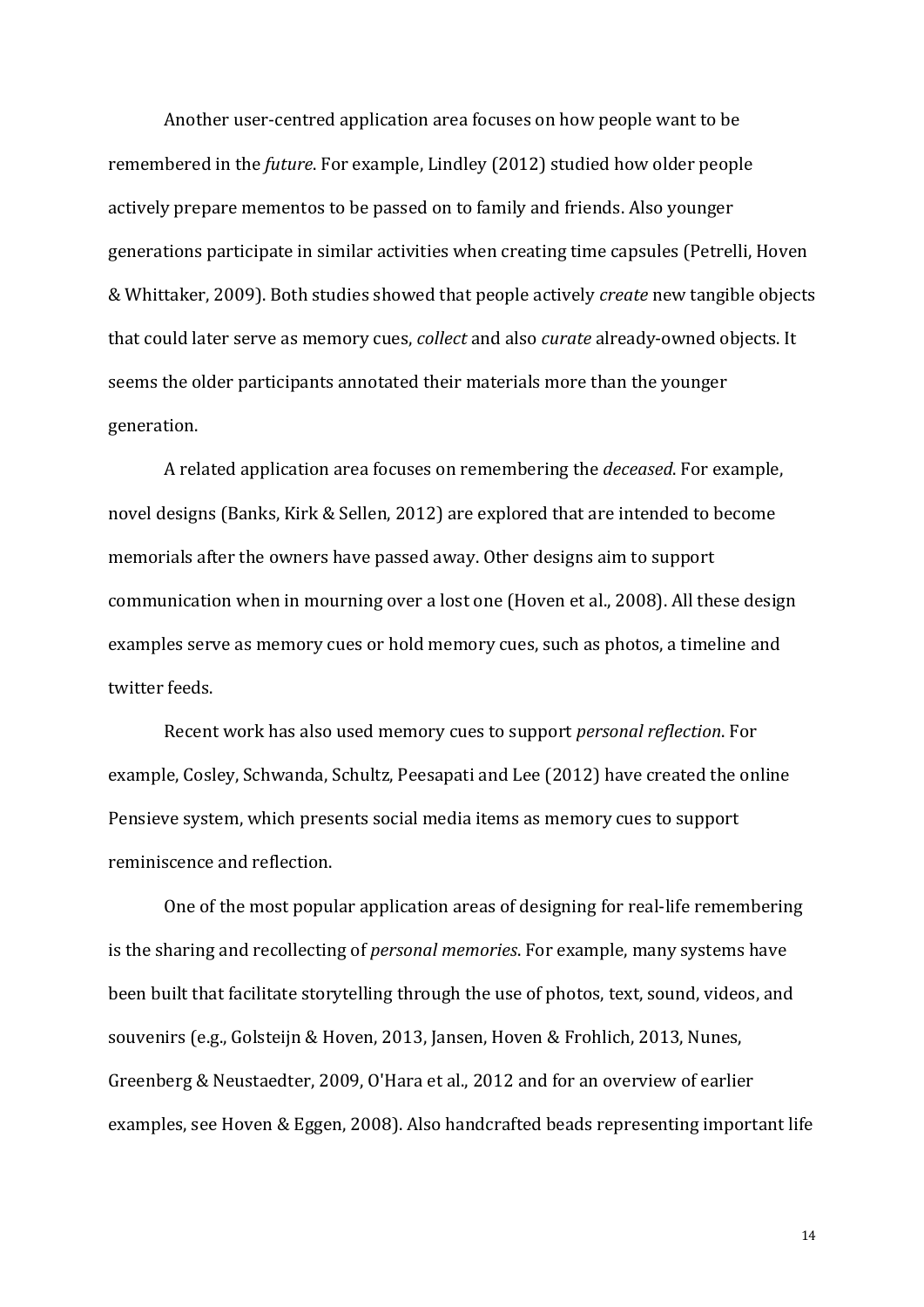Another user-centred application area focuses on how people want to be remembered in the *future*. For example, Lindley (2012) studied how older people actively prepare mementos to be passed on to family and friends. Also younger generations participate in similar activities when creating time capsules (Petrelli, Hoven & Whittaker, 2009). Both studies showed that people actively *create* new tangible objects that could later serve as memory cues, *collect* and also *curate* already-owned objects. It seems the older participants annotated their materials more than the younger generation.

A related application area focuses on remembering the *deceased*. For example, novel designs (Banks, Kirk & Sellen, 2012) are explored that are intended to become memorials after the owners have passed away. Other designs aim to support communication when in mourning over a lost one (Hoven et al., 2008). All these design examples serve as memory cues or hold memory cues, such as photos, a timeline and twitter feeds.

Recent work has also used memory cues to support *personal reflection*. For example, Cosley, Schwanda, Schultz, Peesapati and Lee (2012) have created the online Pensieve system, which presents social media items as memory cues to support reminiscence and reflection.

One of the most popular application areas of designing for real-life remembering is the sharing and recollecting of *personal memories*. For example, many systems have been built that facilitate storytelling through the use of photos, text, sound, videos, and souvenirs (e.g., Golsteijn & Hoven, 2013, Jansen, Hoven & Frohlich, 2013, Nunes, Greenberg & Neustaedter, 2009, O'Hara et al., 2012 and for an overview of earlier examples, see Hoven & Eggen, 2008). Also handcrafted beads representing important life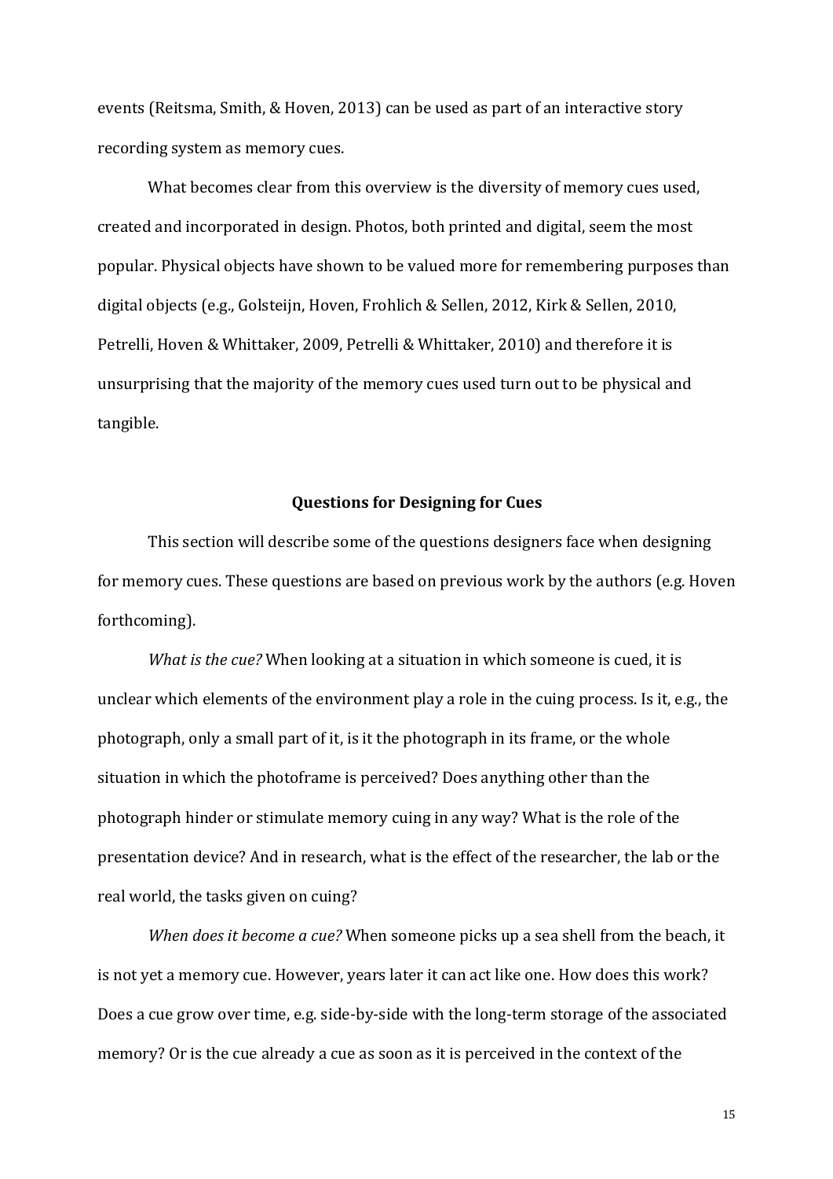events (Reitsma, Smith, & Hoven, 2013) can be used as part of an interactive story recording system as memory cues.

What becomes clear from this overview is the diversity of memory cues used, created and incorporated in design. Photos, both printed and digital, seem the most popular. Physical objects have shown to be valued more for remembering purposes than digital objects (e.g., Golsteijn, Hoven, Frohlich & Sellen, 2012, Kirk & Sellen, 2010, Petrelli, Hoven & Whittaker, 2009, Petrelli & Whittaker, 2010) and therefore it is unsurprising that the majority of the memory cues used turn out to be physical and tangible.

## Questions for Designing for Cues

This section will describe some of the questions designers face when designing for memory cues. These questions are based on previous work by the authors (e.g. Hoven forthcoming).

*What is the cue?* When looking at a situation in which someone is cued, it is unclear which elements of the environment play a role in the cuing process. Is it, e.g., the photograph, only a small part of it, is it the photograph in its frame, or the whole situation in which the photoframe is perceived? Does anything other than the photograph hinder or stimulate memory cuing in any way? What is the role of the presentation device? And in research, what is the effect of the researcher, the lab or the real world, the tasks given on cuing?

*When does it become a cue?* When someone picks up a sea shell from the beach, it is not yet a memory cue. However, years later it can act like one. How does this work? Does a cue grow over time, e.g. side-by-side with the long-term storage of the associated memory? Or is the cue already a cue as soon as it is perceived in the context of the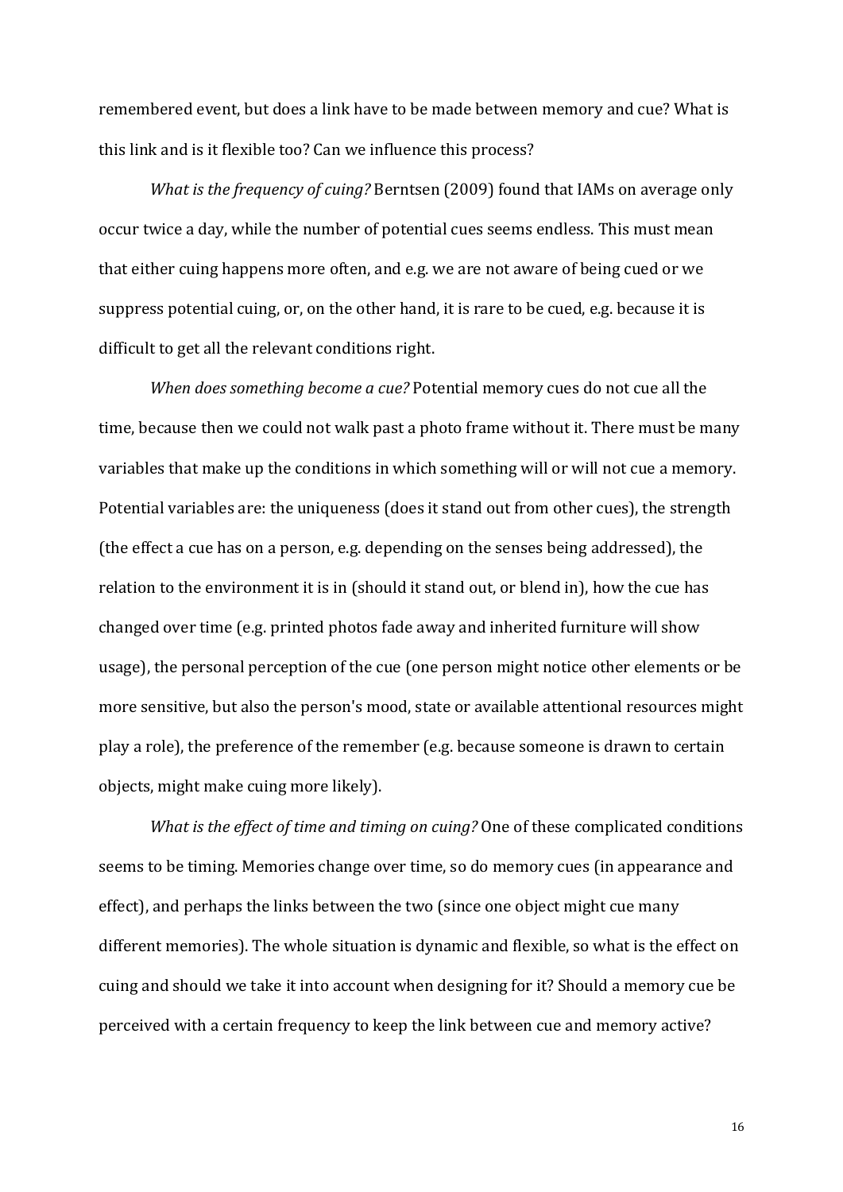remembered event, but does a link have to be made between memory and cue? What is this link and is it flexible too? Can we influence this process?

*What is the frequency of cuing?* Berntsen (2009) found that IAMs on average only occur twice a day, while the number of potential cues seems endless. This must mean that either cuing happens more often, and e.g. we are not aware of being cued or we suppress potential cuing, or, on the other hand, it is rare to be cued, e.g. because it is difficult to get all the relevant conditions right.

*When does something become a cue?* Potential memory cues do not cue all the time, because then we could not walk past a photo frame without it. There must be many variables that make up the conditions in which something will or will not cue a memory. Potential variables are: the uniqueness (does it stand out from other cues), the strength (the effect a cue has on a person, e.g. depending on the senses being addressed), the relation to the environment it is in (should it stand out, or blend in), how the cue has changed over time (e.g. printed photos fade away and inherited furniture will show usage), the personal perception of the cue (one person might notice other elements or be more sensitive, but also the person's mood, state or available attentional resources might play a role), the preference of the remember (e.g. because someone is drawn to certain objects, might make cuing more likely).

*What is the effect of time and timing on cuing?* One of these complicated conditions seems to be timing. Memories change over time, so do memory cues (in appearance and effect), and perhaps the links between the two (since one object might cue many different memories). The whole situation is dynamic and flexible, so what is the effect on cuing and should we take it into account when designing for it? Should a memory cue be perceived with a certain frequency to keep the link between cue and memory active?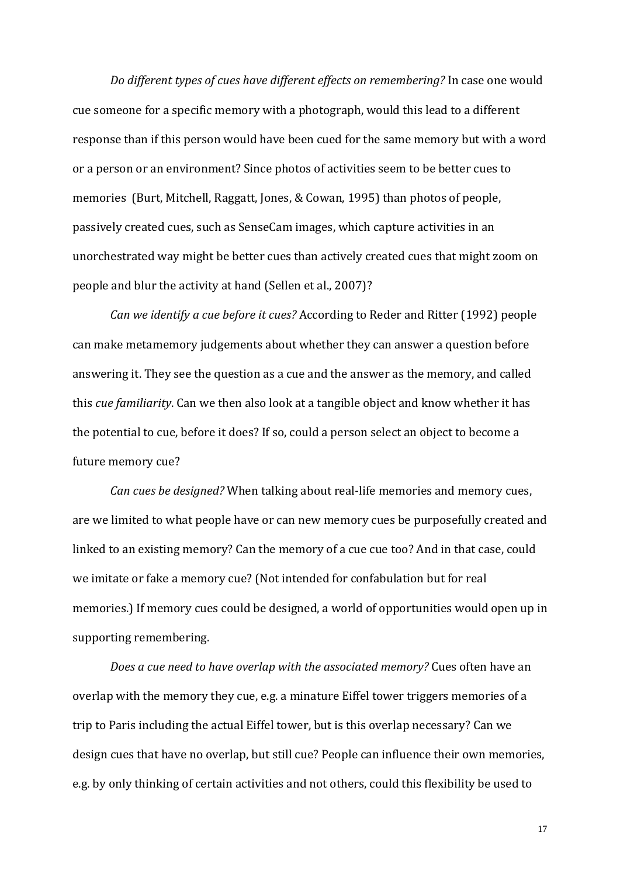*Do different types of cues have different effects on remembering?* In case one would cue someone for a specific memory with a photograph, would this lead to a different response than if this person would have been cued for the same memory but with a word or a person or an environment? Since photos of activities seem to be better cues to memories (Burt, Mitchell, Raggatt, Jones, & Cowan, 1995) than photos of people, passively created cues, such as SenseCam images, which capture activities in an unorchestrated way might be better cues than actively created cues that might zoom on people and blur the activity at hand (Sellen et al., 2007)?

*Can we identify a cue before it cues?* According to Reder and Ritter (1992) people can make metamemory judgements about whether they can answer a question before answering it. They see the question as a cue and the answer as the memory, and called this *cue familiarity*. Can we then also look at a tangible object and know whether it has the potential to cue, before it does? If so, could a person select an object to become a future memory cue?

*Can cues be designed?* When talking about real-life memories and memory cues, are we limited to what people have or can new memory cues be purposefully created and linked to an existing memory? Can the memory of a cue cue too? And in that case, could we imitate or fake a memory cue? (Not intended for confabulation but for real memories.) If memory cues could be designed, a world of opportunities would open up in supporting remembering.

*Does a cue need to have overlap with the associated memory?* Cues often have an overlap with the memory they cue, e.g. a minature Eiffel tower triggers memories of a trip to Paris including the actual Eiffel tower, but is this overlap necessary? Can we design cues that have no overlap, but still cue? People can influence their own memories, e.g. by only thinking of certain activities and not others, could this flexibility be used to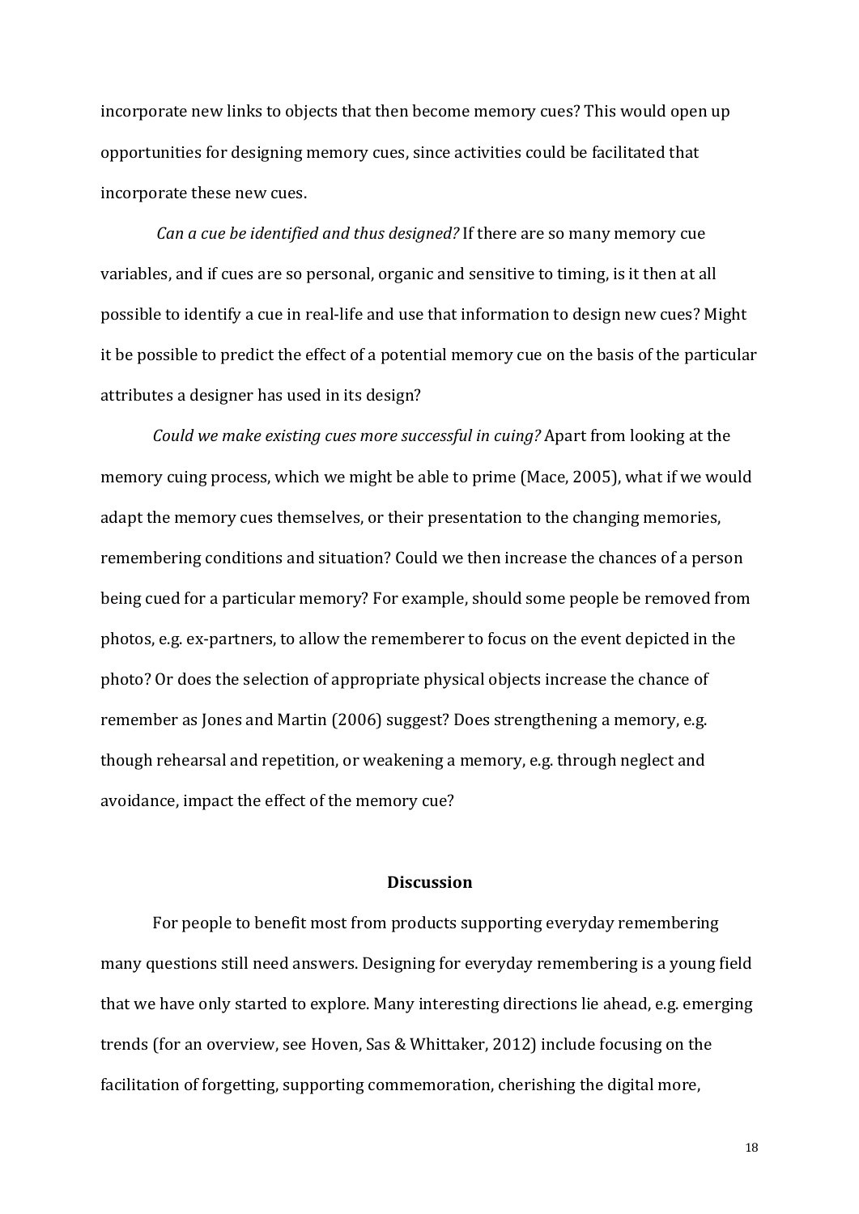incorporate new links to objects that then become memory cues? This would open up opportunities for designing memory cues, since activities could be facilitated that incorporate these new cues.

*Can a cue be identified and thus designed?* If there are so many memory cue variables, and if cues are so personal, organic and sensitive to timing, is it then at all possible to identify a cue in real-life and use that information to design new cues? Might it be possible to predict the effect of a potential memory cue on the basis of the particular attributes a designer has used in its design?

*Could we make existing cues more successful in cuing?* Apart from looking at the memory cuing process, which we might be able to prime (Mace, 2005), what if we would adapt the memory cues themselves, or their presentation to the changing memories, remembering conditions and situation? Could we then increase the chances of a person being cued for a particular memory? For example, should some people be removed from photos, e.g. ex-partners, to allow the rememberer to focus on the event depicted in the photo? Or does the selection of appropriate physical objects increase the chance of remember as Jones and Martin (2006) suggest? Does strengthening a memory, e.g. though rehearsal and repetition, or weakening a memory, e.g. through neglect and avoidance, impact the effect of the memory cue?

## Discussion

For people to benefit most from products supporting everyday remembering many questions still need answers. Designing for everyday remembering is a young field that we have only started to explore. Many interesting directions lie ahead, e.g. emerging trends (for an overview, see Hoven, Sas & Whittaker, 2012) include focusing on the facilitation of forgetting, supporting commemoration, cherishing the digital more,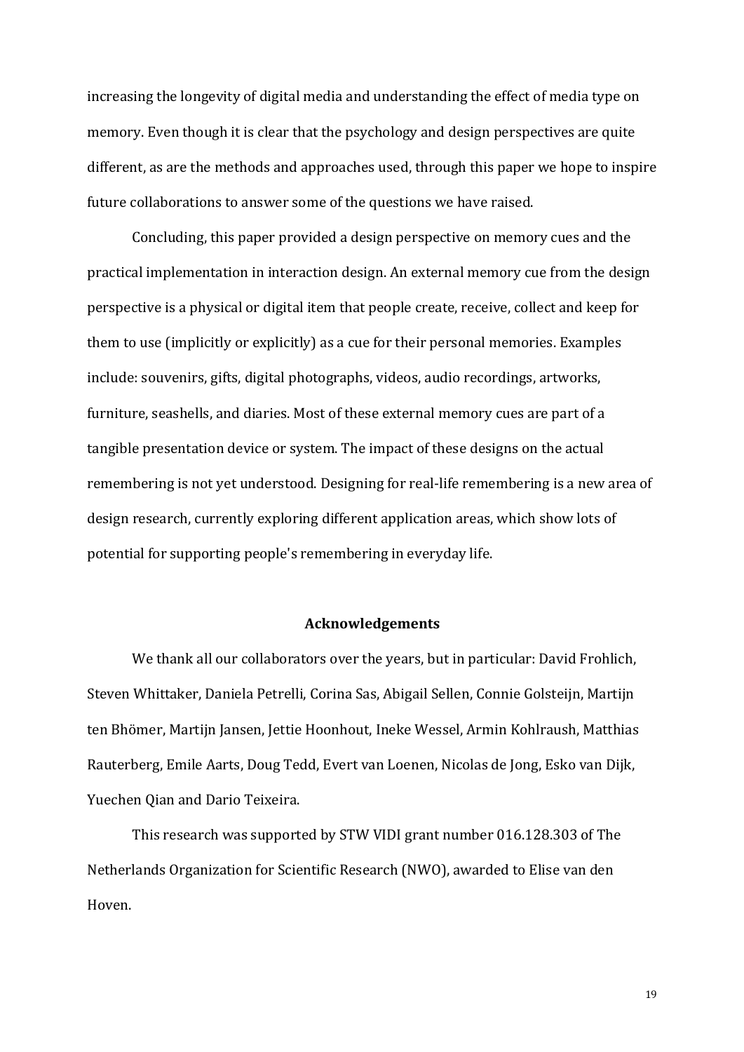increasing the longevity of digital media and understanding the effect of media type on memory. Even though it is clear that the psychology and design perspectives are quite different, as are the methods and approaches used, through this paper we hope to inspire future collaborations to answer some of the questions we have raised.

Concluding, this paper provided a design perspective on memory cues and the practical implementation in interaction design. An external memory cue from the design perspective is a physical or digital item that people create, receive, collect and keep for them to use (implicitly or explicitly) as a cue for their personal memories. Examples include: souvenirs, gifts, digital photographs, videos, audio recordings, artworks, furniture, seashells, and diaries. Most of these external memory cues are part of a tangible presentation device or system. The impact of these designs on the actual remembering is not yet understood. Designing for real-life remembering is a new area of design research, currently exploring different application areas, which show lots of potential for supporting people's remembering in everyday life.

## Acknowledgements

We thank all our collaborators over the years, but in particular: David Frohlich, Steven Whittaker, Daniela Petrelli, Corina Sas, Abigail Sellen, Connie Golsteijn, Martijn ten Bhömer, Martijn Jansen, Jettie Hoonhout, Ineke Wessel, Armin Kohlraush, Matthias Rauterberg, Emile Aarts, Doug Tedd, Evert van Loenen, Nicolas de Jong, Esko van Dijk, Yuechen Qian and Dario Teixeira.

This research was supported by STW VIDI grant number 016.128.303 of The Netherlands Organization for Scientific Research (NWO), awarded to Elise van den Hoven.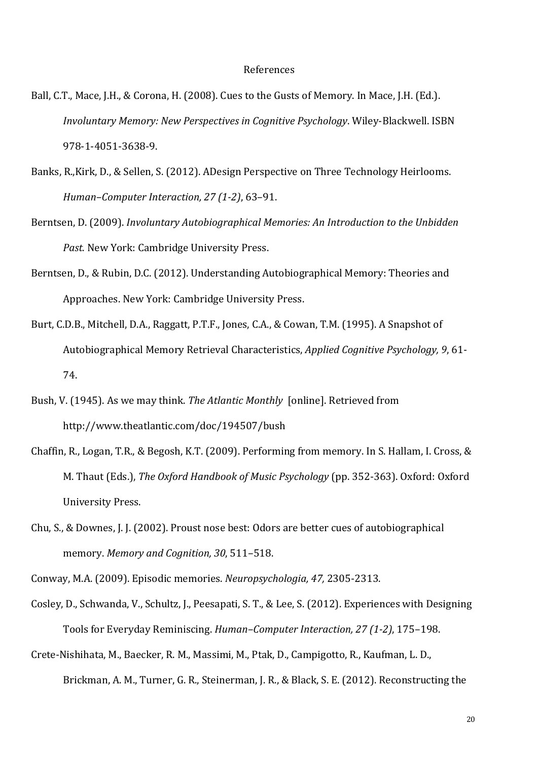References

Ball, C.T., Mace, J.H., & Corona, H. (2008). Cues to the Gusts of Memory. In Mace, J.H. (Ed.). *Involuntary Memory: New Perspectives in Cognitive Psychology*. Wiley-Blackwell. ISBN 978-1-4051-3638-9.

Banks, R.,Kirk, D., & Sellen, S. (2012). ADesign Perspective on Three Technology Heirlooms. *Human–Computer Interaction, 27 (1-2)*, 63–91.

Berntsen, D. (2009). *Involuntary Autobiographical Memories: An Introduction to the Unbidden Past.* New York: Cambridge University Press.

Berntsen, D., & Rubin, D.C. (2012). Understanding Autobiographical Memory: Theories and Approaches. New York: Cambridge University Press.

Burt, C.D.B., Mitchell, D.A., Raggatt, P.T.F., Jones, C.A., & Cowan, T.M. (1995). A Snapshot of Autobiographical Memory Retrieval Characteristics, *Applied Cognitive Psychology, 9*, 61-74.

Bush, V. (1945). As we may think. *The Atlantic Monthly* [online]. Retrieved from http://www.theatlantic.com/doc/194507/bush

Chaffin, R., Logan, T.R., & Begosh, K.T. (2009). Performing from memory. In S. Hallam, I. Cross, & M. Thaut (Eds.), *The Oxford Handbook of Music Psychology* (pp. 352-363). Oxford: Oxford University Press.

Chu, S., & Downes, J. J. (2002). Proust nose best: Odors are better cues of autobiographical memory. *Memory and Cognition, 30*, 511–518.

Conway, M.A. (2009). Episodic memories. *Neuropsychologia, 47,* 2305-2313.

Cosley, D., Schwanda, V., Schultz, J., Peesapati, S. T., & Lee, S. (2012). Experiences with Designing Tools for Everyday Reminiscing. *Human–Computer Interaction, 27 (1-2)*, 175–198.

Crete-Nishihata, M., Baecker, R. M., Massimi, M., Ptak, D., Campigotto, R., Kaufman, L. D., Brickman, A. M., Turner, G. R., Steinerman, J. R., & Black, S. E. (2012). Reconstructing the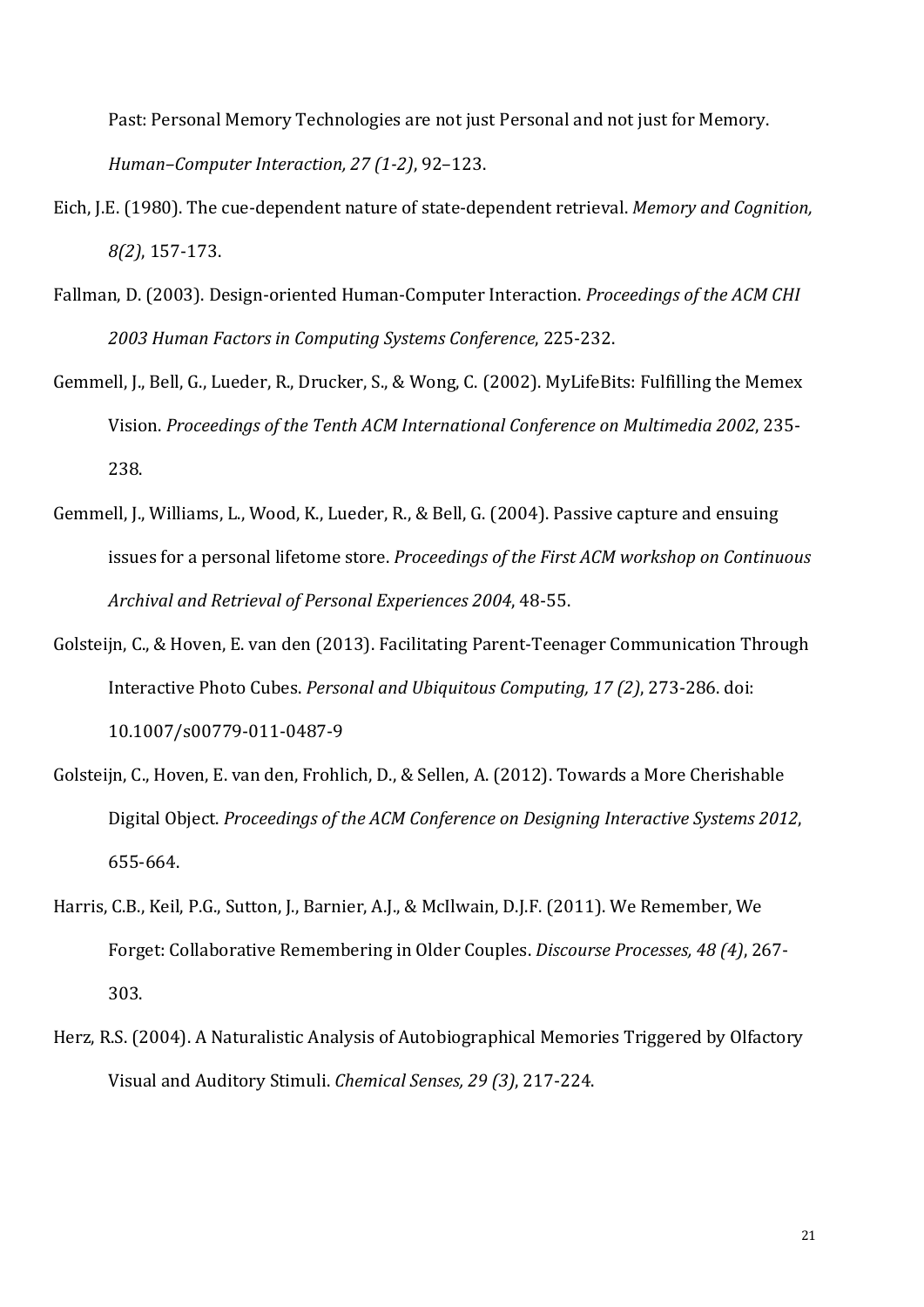Past: Personal Memory Technologies are not just Personal and not just for Memory. *Human–Computer Interaction, 27 (1-2)*, 92–123.

Eich, J.E. (1980). The cue-dependent nature of state-dependent retrieval. *Memory and Cognition, 8(2)*, 157-173.

Fallman, D. (2003). Design-oriented Human-Computer Interaction. *Proceedings of the ACM CHI 2003 Human Factors in Computing Systems Conference*, 225-232.

Gemmell, J., Bell, G., Lueder, R., Drucker, S., & Wong, C. (2002). MyLifeBits: Fulfilling the Memex Vision. *Proceedings of the Tenth ACM International Conference on Multimedia 2002*, 235-238.

Gemmell, J., Williams, L., Wood, K., Lueder, R., & Bell, G. (2004). Passive capture and ensuing issues for a personal lifetome store. *Proceedings of the First ACM workshop on Continuous Archival and Retrieval of Personal Experiences 2004*, 48-55.

Golsteijn, C., & Hoven, E. van den (2013). Facilitating Parent-Teenager Communication Through Interactive Photo Cubes. *Personal and Ubiquitous Computing, 17 (2)*, 273-286. doi: 10.1007/s00779-011-0487-9

Golsteijn, C., Hoven, E. van den, Frohlich, D., & Sellen, A. (2012). Towards a More Cherishable Digital Object. *Proceedings of the ACM Conference on Designing Interactive Systems 2012*, 655-664.

Harris, C.B., Keil, P.G., Sutton, J., Barnier, A.J., & McIlwain, D.J.F. (2011). We Remember, We Forget: Collaborative Remembering in Older Couples. *Discourse Processes, 48 (4)*, 267-303.

Herz, R.S. (2004). A Naturalistic Analysis of Autobiographical Memories Triggered by Olfactory Visual and Auditory Stimuli. *Chemical Senses, 29 (3)*, 217-224.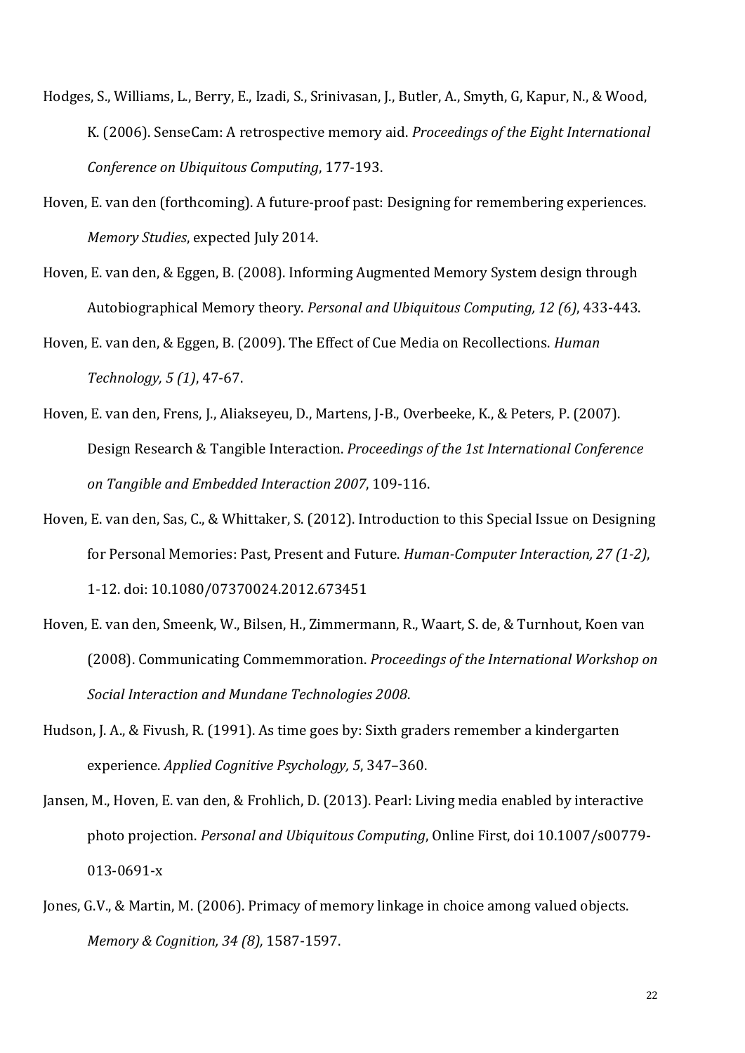Hodges, S., Williams, L., Berry, E., Izadi, S., Srinivasan, J., Butler, A., Smyth, G, Kapur, N., & Wood, K. (2006). SenseCam: A retrospective memory aid. *Proceedings of the Eight International Conference on Ubiquitous Computing*, 177-193.

Hoven, E. van den (forthcoming). A future-proof past: Designing for remembering experiences. *Memory Studies*, expected July 2014.

Hoven, E. van den, & Eggen, B. (2008). Informing Augmented Memory System design through Autobiographical Memory theory. *Personal and Ubiquitous Computing, 12 (6)*, 433-443.

Hoven, E. van den, & Eggen, B. (2009). The Effect of Cue Media on Recollections. *Human Technology, 5 (1)*, 47-67.

Hoven, E. van den, Frens, J., Aliakseyeu, D., Martens, J-B., Overbeeke, K., & Peters, P. (2007). Design Research & Tangible Interaction. *Proceedings of the 1st International Conference on Tangible and Embedded Interaction 2007*, 109-116.

Hoven, E. van den, Sas, C., & Whittaker, S. (2012). Introduction to this Special Issue on Designing for Personal Memories: Past, Present and Future. *Human-Computer Interaction, 27 (1-2)*, 1-12. doi: 10.1080/07370024.2012.673451

Hoven, E. van den, Smeenk, W., Bilsen, H., Zimmermann, R., Waart, S. de, & Turnhout, Koen van (2008). Communicating Commemmoration. *Proceedings of the International Workshop on Social Interaction and Mundane Technologies 2008*.

Hudson, J. A., & Fivush, R. (1991). As time goes by: Sixth graders remember a kindergarten experience. *Applied Cognitive Psychology, 5*, 347–360.

Jansen, M., Hoven, E. van den, & Frohlich, D. (2013). Pearl: Living media enabled by interactive photo projection. *Personal and Ubiquitous Computing*, Online First, doi 10.1007/s00779-013-0691-x

Jones, G.V., & Martin, M. (2006). Primacy of memory linkage in choice among valued objects. *Memory & Cognition, 34 (8),* 1587-1597.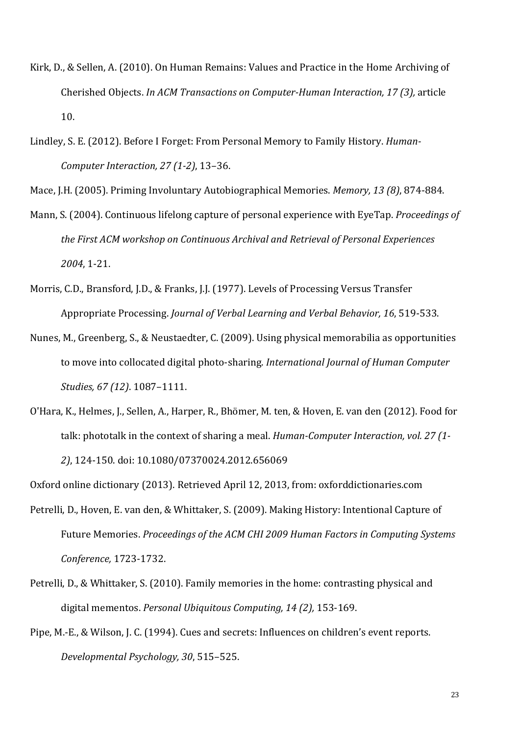Kirk, D., & Sellen, A. (2010). On Human Remains: Values and Practice in the Home Archiving of Cherished Objects. *In ACM Transactions on Computer-Human Interaction, 17 (3),* article 10.

Lindley, S. E. (2012). Before I Forget: From Personal Memory to Family History. *Human-Computer Interaction, 27 (1-2)*, 13–36.

Mace, J.H. (2005). Priming Involuntary Autobiographical Memories. *Memory, 13 (8)*, 874-884.

Mann, S. (2004). Continuous lifelong capture of personal experience with EyeTap. *Proceedings of the First ACM workshop on Continuous Archival and Retrieval of Personal Experiences 2004*, 1-21.

Morris, C.D., Bransford, J.D., & Franks, J.J. (1977). Levels of Processing Versus Transfer Appropriate Processing. *Journal of Verbal Learning and Verbal Behavior, 16*, 519-533.

Nunes, M., Greenberg, S., & Neustaedter, C. (2009). Using physical memorabilia as opportunities to move into collocated digital photo-sharing. *International Journal of Human Computer Studies, 67 (12)*. 1087–1111.

O'Hara, K., Helmes, J., Sellen, A., Harper, R., Bhömer, M. ten, & Hoven, E. van den (2012). Food for talk: phototalk in the context of sharing a meal. *Human-Computer Interaction, vol. 27 (1-2)*, 124-150. doi: 10.1080/07370024.2012.656069

Oxford online dictionary (2013). Retrieved April 12, 2013, from: oxforddictionaries.com

Petrelli, D., Hoven, E. van den, & Whittaker, S. (2009). Making History: Intentional Capture of Future Memories. *Proceedings of the ACM CHI 2009 Human Factors in Computing Systems Conference,* 1723-1732.

Petrelli, D., & Whittaker, S. (2010). Family memories in the home: contrasting physical and digital mementos. *Personal Ubiquitous Computing, 14 (2),* 153-169.

Pipe, M.-E., & Wilson, J. C. (1994). Cues and secrets: Influences on children's event reports. *Developmental Psychology, 30*, 515–525.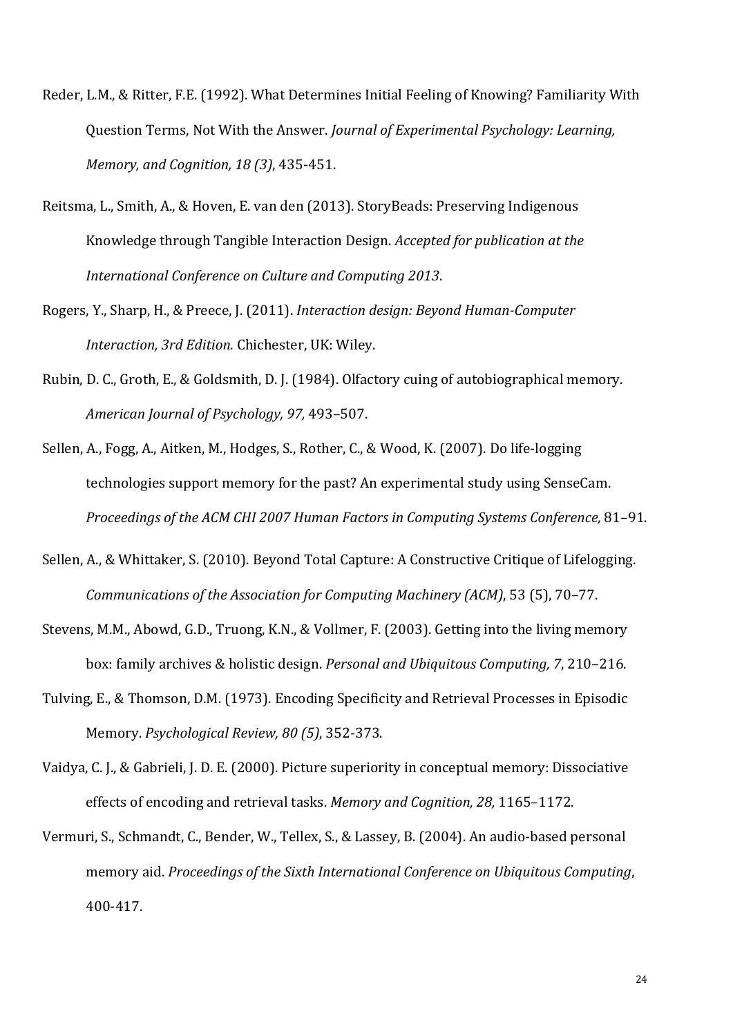Reder, L.M., & Ritter, F.E. (1992). What Determines Initial Feeling of Knowing? Familiarity With Question Terms, Not With the Answer. *Journal of Experimental Psychology: Learning, Memory, and Cognition, 18 (3)*, 435-451.

Reitsma, L., Smith, A., & Hoven, E. van den (2013). StoryBeads: Preserving Indigenous Knowledge through Tangible Interaction Design. *Accepted for publication at the International Conference on Culture and Computing 2013*.

Rogers, Y., Sharp, H., & Preece, J. (2011). *Interaction design: Beyond Human-Computer Interaction, 3rd Edition.* Chichester, UK: Wiley.

Rubin, D. C., Groth, E., & Goldsmith, D. J. (1984). Olfactory cuing of autobiographical memory. *American Journal of Psychology, 97,* 493–507.

Sellen, A., Fogg, A., Aitken, M., Hodges, S., Rother, C., & Wood, K. (2007). Do life-logging technologies support memory for the past? An experimental study using SenseCam. *Proceedings of the ACM CHI 2007 Human Factors in Computing Systems Conference,* 81–91.

Sellen, A., & Whittaker, S. (2010). Beyond Total Capture: A Constructive Critique of Lifelogging. *Communications of the Association for Computing Machinery (ACM)*, 53 (5), 70–77.

Stevens, M.M., Abowd, G.D., Truong, K.N., & Vollmer, F. (2003). Getting into the living memory box: family archives & holistic design. *Personal and Ubiquitous Computing, 7*, 210–216.

Tulving, E., & Thomson, D.M. (1973). Encoding Specificity and Retrieval Processes in Episodic Memory. *Psychological Review, 80 (5)*, 352-373.

Vaidya, C. J., & Gabrieli, J. D. E. (2000). Picture superiority in conceptual memory: Dissociative effects of encoding and retrieval tasks. *Memory and Cognition, 28,* 1165–1172.

Vermuri, S., Schmandt, C., Bender, W., Tellex, S., & Lassey, B. (2004). An audio-based personal memory aid. *Proceedings of the Sixth International Conference on Ubiquitous Computing*, 400-417.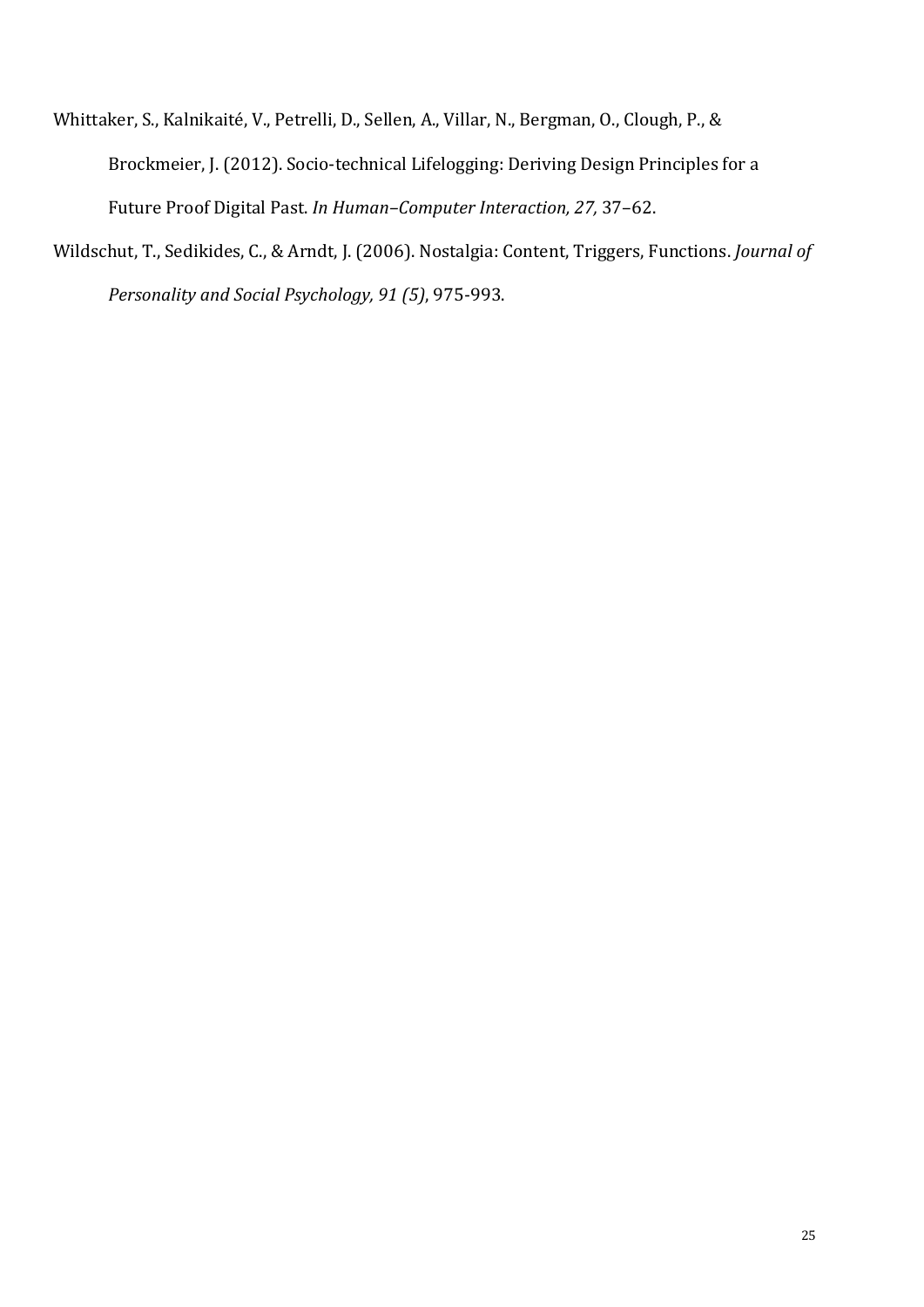Whittaker, S., Kalnikaité, V., Petrelli, D., Sellen, A., Villar, N., Bergman, O., Clough, P., & Brockmeier, J. (2012). Socio-technical Lifelogging: Deriving Design Principles for a Future Proof Digital Past. *In Human–Computer Interaction, 27,* 37–62.

Wildschut, T., Sedikides, C., & Arndt, J. (2006). Nostalgia: Content, Triggers, Functions. *Journal of Personality and Social Psychology, 91 (5)*, 975-993.